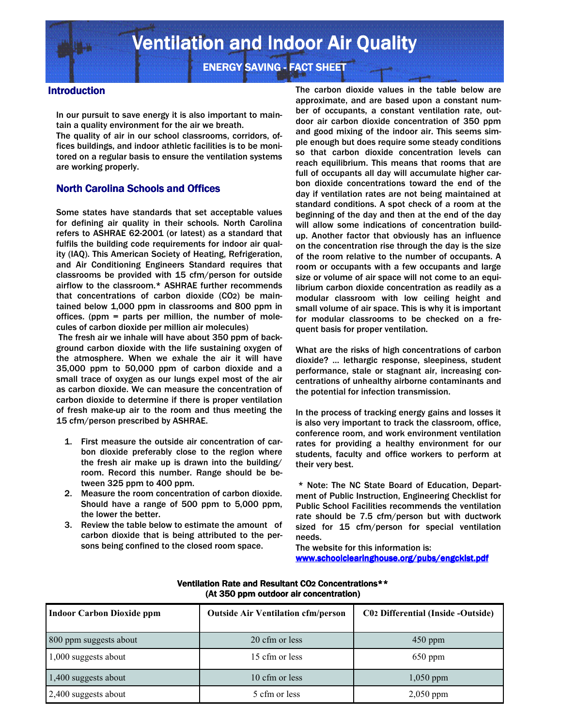# Ventilation and Indoor Air Quality

## ENERGY SAVING - FACT SHEET

### Introduction

In our pursuit to save energy it is also important to maintain a quality environment for the air we breath.
The quality of air in our school classrooms, corridors, offices buildings, and indoor athletic facilities is to be monitored on a regular basis to ensure the ventilation systems are working properly.

### North Carolina Schools and Offices

Some states have standards that set acceptable values for defining air quality in their schools. North Carolina refers to ASHRAE 62-2001 (or latest) as a standard that fulfils the building code requirements for indoor air quality (IAQ). This American Society of Heating, Refrigeration, and Air Conditioning Engineers Standard requires that classrooms be provided with 15 cfm/person for outside airflow to the classroom.* ASHRAE further recommends that concentrations of carbon dioxide ($CO_2$) be maintained below 1,000 ppm in classrooms and 800 ppm in offices. (ppm = parts per million, the number of molecules of carbon dioxide per million air molecules)

The fresh air we inhale will have about 350 ppm of background carbon dioxide with the life sustaining oxygen of the atmosphere. When we exhale the air it will have 35,000 ppm to 50,000 ppm of carbon dioxide and a small trace of oxygen as our lungs expel most of the air as carbon dioxide. We can measure the concentration of carbon dioxide to determine if there is proper ventilation of fresh make-up air to the room and thus meeting the 15 cfm/person prescribed by ASHRAE.

1. First measure the outside air concentration of carbon dioxide preferably close to the region where the fresh air make up is drawn into the building/room. Record this number. Range should be between 325 ppm to 400 ppm.
2. Measure the room concentration of carbon dioxide. Should have a range of 500 ppm to 5,000 ppm, the lower the better.
3. Review the table below to estimate the amount of carbon dioxide that is being attributed to the persons being confined to the closed room space.

The carbon dioxide values in the table below are approximate, and are based upon a constant number of occupants, a constant ventilation rate, outdoor air carbon dioxide concentration of 350 ppm and good mixing of the indoor air. This seems simple enough but does require some steady conditions so that carbon dioxide concentration levels can reach equilibrium. This means that rooms that are full of occupants all day will accumulate higher carbon dioxide concentrations toward the end of the day if ventilation rates are not being maintained at standard conditions. A spot check of a room at the beginning of the day and then at the end of the day will allow some indications of concentration buildup. Another factor that obviously has an influence on the concentration rise through the day is the size of the room relative to the number of occupants. A room or occupants with a few occupants and large size or volume of air space will not come to an equilibrium carbon dioxide concentration as readily as a modular classroom with low ceiling height and small volume of air space. This is why it is important for modular classrooms to be checked on a frequent basis for proper ventilation.

What are the risks of high concentrations of carbon dioxide? … lethargic response, sleepiness, student performance, stale or stagnant air, increasing concentrations of unhealthy airborne contaminants and the potential for infection transmission.

In the process of tracking energy gains and losses it is also very important to track the classroom, office, conference room, and work environment ventilation rates for providing a healthy environment for our students, faculty and office workers to perform at their very best.

* Note: The NC State Board of Education, Department of Public Instruction, Engineering Checklist for Public School Facilities recommends the ventilation rate should be 7.5 cfm/person but with ductwork sized for 15 cfm/person for special ventilation needs.
The website for this information is:
www.schoolclearinghouse.org/pubs/engcklst.pdf

**Ventilation Rate and Resultant $CO_2$ Concentrations****
**(At 350 ppm outdoor air concentration)**

| Indoor Carbon Dioxide ppm | Outside Air Ventilation cfm/person | $C0_2$ Differential (Inside -Outside) |
|---|---|---|
| 800 ppm suggests about | 20 cfm or less | 450 ppm |
| 1,000 suggests about | 15 cfm or less | 650 ppm |
| 1,400 suggests about | 10 cfm or less | 1,050 ppm |
| 2,400 suggests about | 5 cfm or less | 2,050 ppm |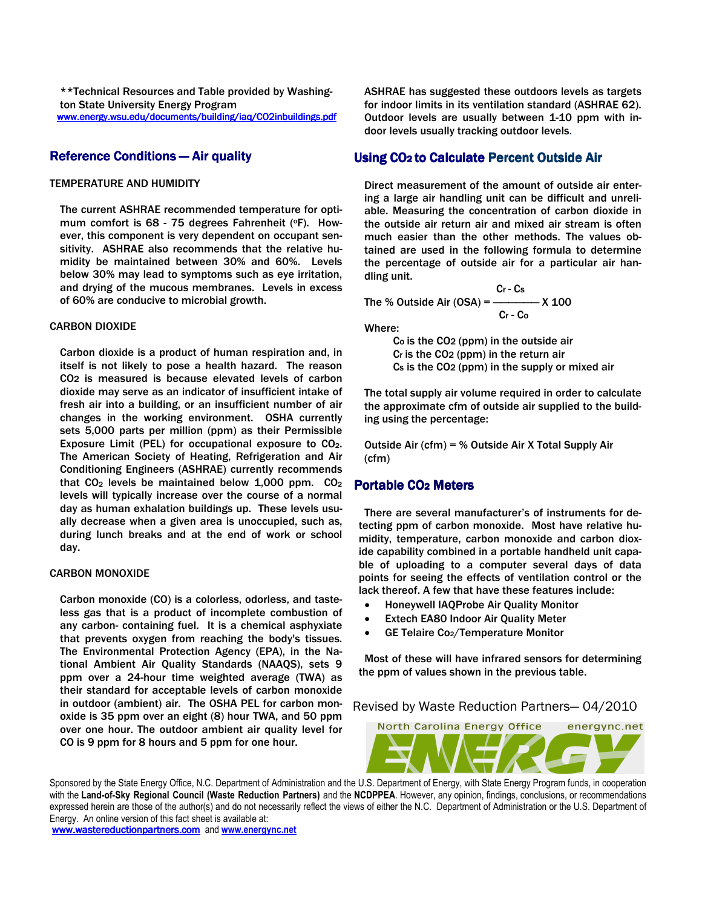**Technical Resources and Table provided by Washington State University Energy Program
www.energy.wsu.edu/documents/building/iaq/CO2inbuildings.pdf

## Reference Conditions — Air quality

### TEMPERATURE AND HUMIDITY

The current ASHRAE recommended temperature for optimum comfort is 68 - 75 degrees Fahrenheit (°F). However, this component is very dependent on occupant sensitivity. ASHRAE also recommends that the relative humidity be maintained between 30% and 60%. Levels below 30% may lead to symptoms such as eye irritation, and drying of the mucous membranes. Levels in excess of 60% are conducive to microbial growth.

### CARBON DIOXIDE

Carbon dioxide is a product of human respiration and, in itself is not likely to pose a health hazard. The reason $CO_2$ is measured is because elevated levels of carbon dioxide may serve as an indicator of insufficient intake of fresh air into a building, or an insufficient number of air changes in the working environment. OSHA currently sets 5,000 parts per million (ppm) as their Permissible Exposure Limit (PEL) for occupational exposure to $CO_2$. The American Society of Heating, Refrigeration and Air Conditioning Engineers (ASHRAE) currently recommends that $CO_2$ levels be maintained below 1,000 ppm. $CO_2$ levels will typically increase over the course of a normal day as human exhalation buildings up. These levels usually decrease when a given area is unoccupied, such as, during lunch breaks and at the end of work or school day.

### CARBON MONOXIDE

Carbon monoxide (CO) is a colorless, odorless, and tasteless gas that is a product of incomplete combustion of any carbon- containing fuel. It is a chemical asphyxiate that prevents oxygen from reaching the body's tissues. The Environmental Protection Agency (EPA), in the National Ambient Air Quality Standards (NAAQS), sets 9 ppm over a 24-hour time weighted average (TWA) as their standard for acceptable levels of carbon monoxide in outdoor (ambient) air. The OSHA PEL for carbon monoxide is 35 ppm over an eight (8) hour TWA, and 50 ppm over one hour. The outdoor ambient air quality level for CO is 9 ppm for 8 hours and 5 ppm for one hour.

ASHRAE has suggested these outdoors levels as targets for indoor limits in its ventilation standard (ASHRAE 62). Outdoor levels are usually between 1-10 ppm with indoor levels usually tracking outdoor levels.

## Using $CO_2$ to Calculate Percent Outside Air

Direct measurement of the amount of outside air entering a large air handling unit can be difficult and unreliable. Measuring the concentration of carbon dioxide in the outside air return air and mixed air stream is often much easier than the other methods. The values obtained are used in the following formula to determine the percentage of outside air for a particular air handling unit.

$$\text{The \% Outside Air (OSA)} = \frac{C_r - C_s}{C_r - C_o} \times 100$$

Where:

$C_o$ is the $CO_2$ (ppm) in the outside air
$C_r$ is the $CO_2$ (ppm) in the return air
$C_s$ is the $CO_2$ (ppm) in the supply or mixed air

The total supply air volume required in order to calculate the approximate cfm of outside air supplied to the building using the percentage:

Outside Air (cfm) = % Outside Air X Total Supply Air (cfm)

## Portable $CO_2$ Meters

There are several manufacturer's of instruments for detecting ppm of carbon monoxide. Most have relative humidity, temperature, carbon monoxide and carbon dioxide capability combined in a portable handheld unit capable of uploading to a computer several days of data points for seeing the effects of ventilation control or the lack thereof. A few that have these features include:

- Honeywell IAQProbe Air Quality Monitor
- Extech EA80 Indoor Air Quality Meter
- GE Telaire $Co_2$/Temperature Monitor

Most of these will have infrared sensors for determining the ppm of values shown in the previous table.

Revised by Waste Reduction Partners— 04/2010

North Carolina Energy Office energync.net

ENERGY

Sponsored by the State Energy Office, N.C. Department of Administration and the U.S. Department of Energy, with State Energy Program funds, in cooperation with the **Land-of-Sky Regional Council (Waste Reduction Partners)** and the **NCDPPEA**. However, any opinion, findings, conclusions, or recommendations expressed herein are those of the author(s) and do not necessarily reflect the views of either the N.C. Department of Administration or the U.S. Department of Energy. An online version of this fact sheet is available at:
www.wastereductionpartners.com and www.energync.net